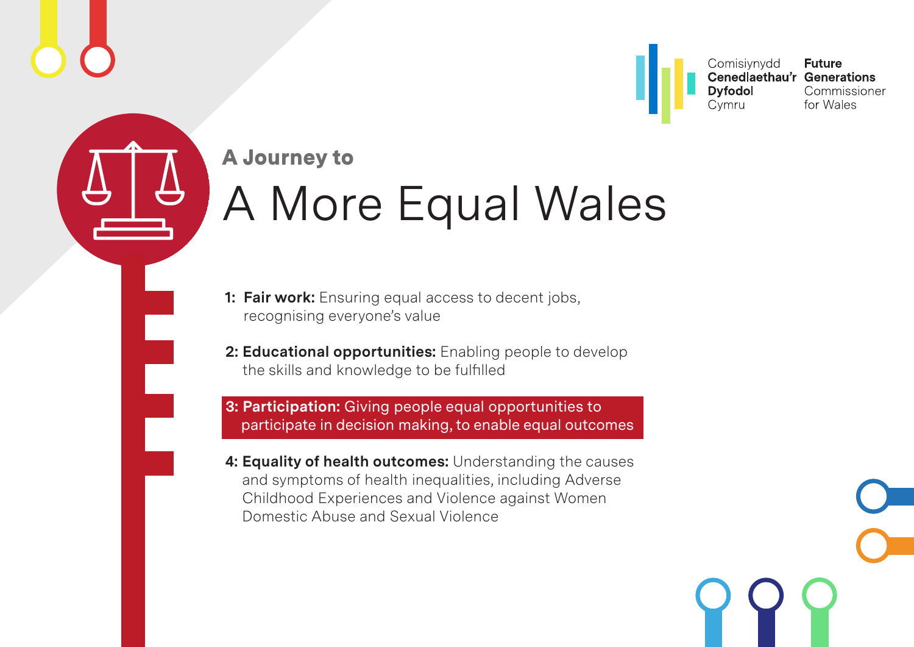Comisiynydd **Cenedlaethau'r Dyfodol** Cymru

**Future Generations** Commissioner for Wales

**A Journey to**

# A More Equal Wales

1: **Fair work:** Ensuring equal access to decent jobs, recognising everyone's value

2: **Educational opportunities:** Enabling people to develop the skills and knowledge to be fulfilled

3: **Participation:** Giving people equal opportunities to participate in decision making, to enable equal outcomes

4: **Equality of health outcomes:** Understanding the causes and symptoms of health inequalities, including Adverse Childhood Experiences and Violence against Women Domestic Abuse and Sexual Violence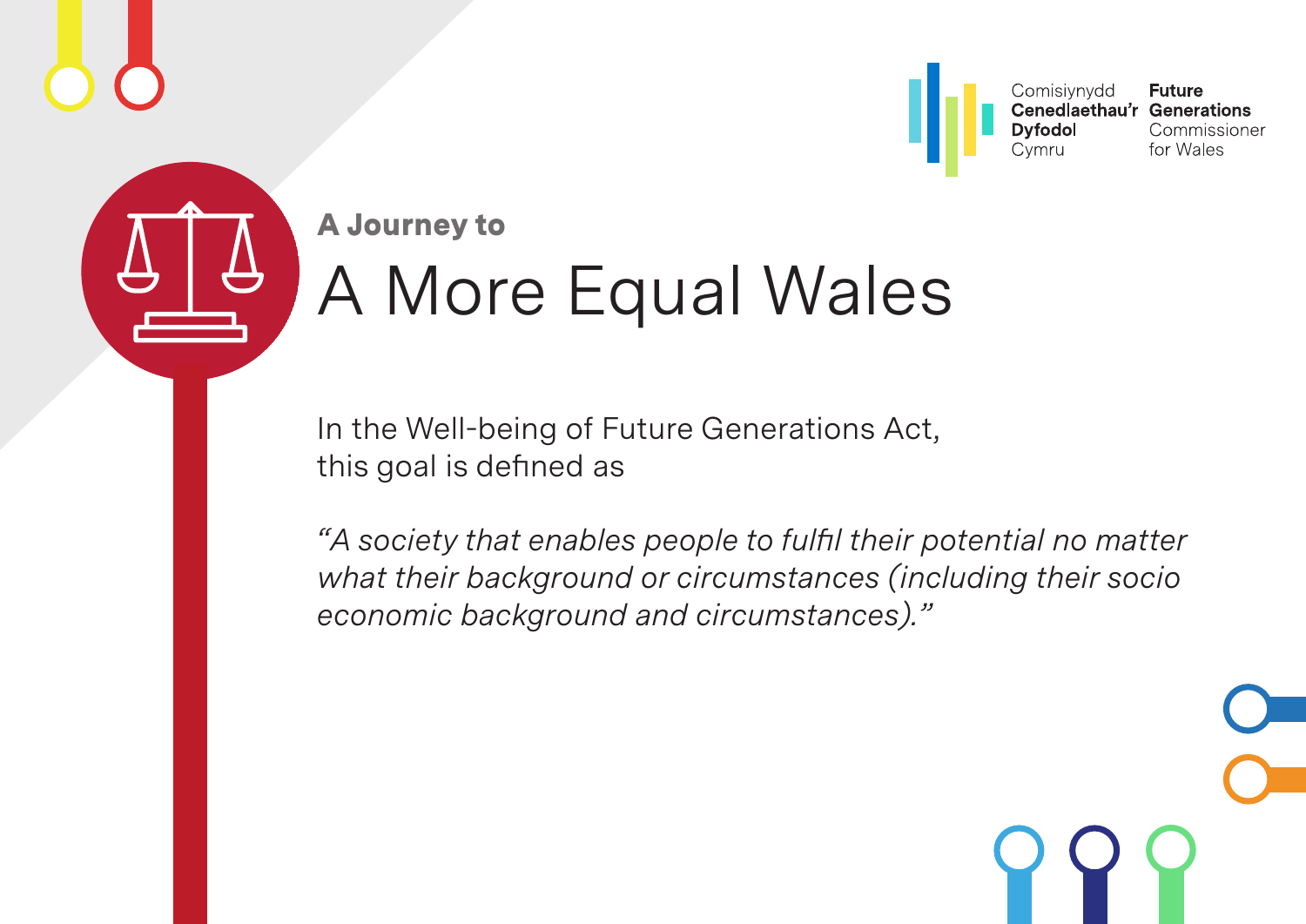Comisiynydd Cenedlaethau'r Dyfodol Cymru | **Future Generations** Commissioner for Wales

**A Journey to**

# A More Equal Wales

In the Well-being of Future Generations Act, this goal is defined as

*"A society that enables people to fulfil their potential no matter what their background or circumstances (including their socio economic background and circumstances)."*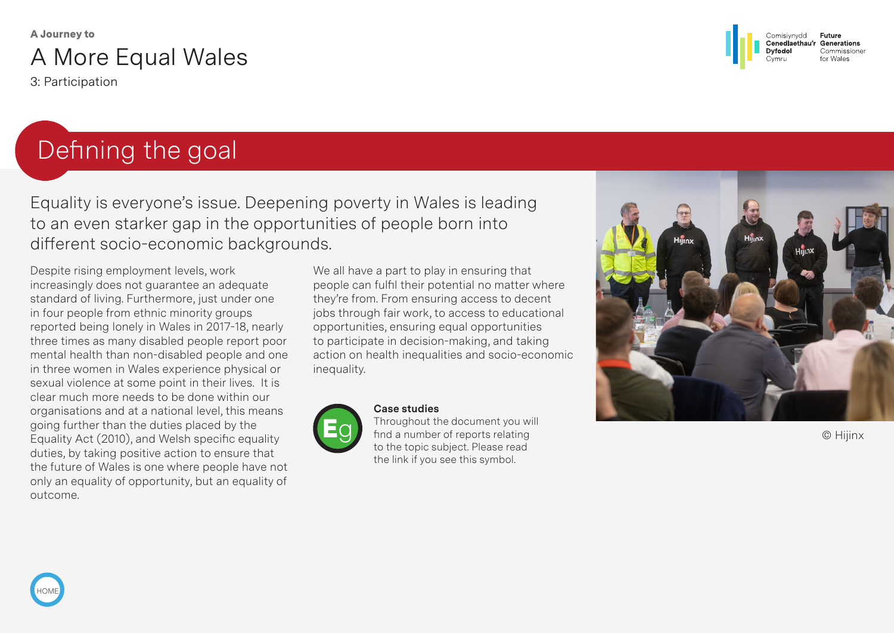# Defining the goal

Equality is everyone's issue. Deepening poverty in Wales is leading to an even starker gap in the opportunities of people born into different socio-economic backgrounds.

Despite rising employment levels, work increasingly does not guarantee an adequate standard of living. Furthermore, just under one in four people from ethnic minority groups reported being lonely in Wales in 2017-18, nearly three times as many disabled people report poor mental health than non-disabled people and one in three women in Wales experience physical or sexual violence at some point in their lives. It is clear much more needs to be done within our organisations and at a national level, this means going further than the duties placed by the Equality Act (2010), and Welsh specific equality duties, by taking positive action to ensure that the future of Wales is one where people have not only an equality of opportunity, but an equality of outcome.

We all have a part to play in ensuring that people can fulfil their potential no matter where they're from. From ensuring access to decent jobs through fair work, to access to educational opportunities, ensuring equal opportunities to participate in decision-making, and taking action on health inequalities and socio-economic inequality.

**Case studies**
Throughout the document you will find a number of reports relating to the topic subject. Please read the link if you see this symbol.

© Hijinx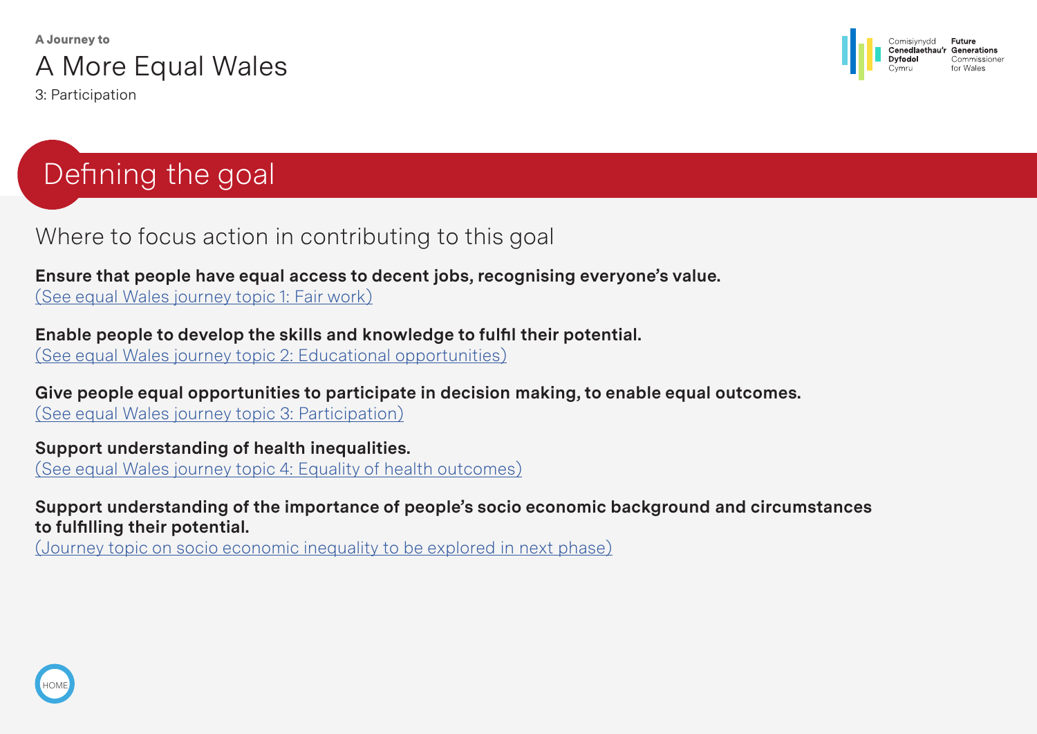# Defining the goal

## Where to focus action in contributing to this goal

**Ensure that people have equal access to decent jobs, recognising everyone's value.**
(See equal Wales journey topic 1: Fair work)

**Enable people to develop the skills and knowledge to fulfil their potential.**
(See equal Wales journey topic 2: Educational opportunities)

**Give people equal opportunities to participate in decision making, to enable equal outcomes.**
(See equal Wales journey topic 3: Participation)

**Support understanding of health inequalities.**
(See equal Wales journey topic 4: Equality of health outcomes)

**Support understanding of the importance of people's socio economic background and circumstances to fulfilling their potential.**
(Journey topic on socio economic inequality to be explored in next phase)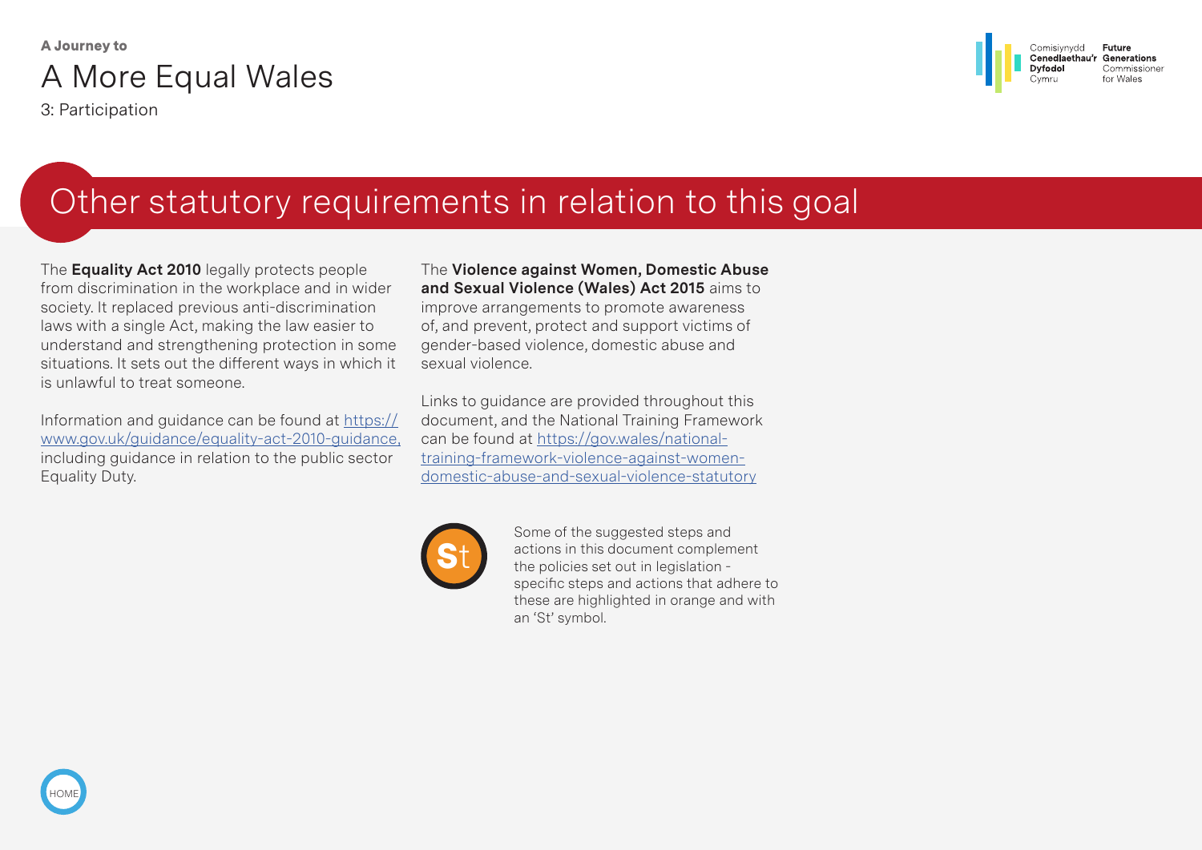# Other statutory requirements in relation to this goal

The **Equality Act 2010** legally protects people from discrimination in the workplace and in wider society. It replaced previous anti-discrimination laws with a single Act, making the law easier to understand and strengthening protection in some situations. It sets out the different ways in which it is unlawful to treat someone.

Information and guidance can be found at https://www.gov.uk/guidance/equality-act-2010-guidance, including guidance in relation to the public sector Equality Duty.

The **Violence against Women, Domestic Abuse and Sexual Violence (Wales) Act 2015** aims to improve arrangements to promote awareness of, and prevent, protect and support victims of gender-based violence, domestic abuse and sexual violence.

Links to guidance are provided throughout this document, and the National Training Framework can be found at https://gov.wales/national-training-framework-violence-against-women-domestic-abuse-and-sexual-violence-statutory

St

Some of the suggested steps and actions in this document complement the policies set out in legislation - specific steps and actions that adhere to these are highlighted in orange and with an 'St' symbol.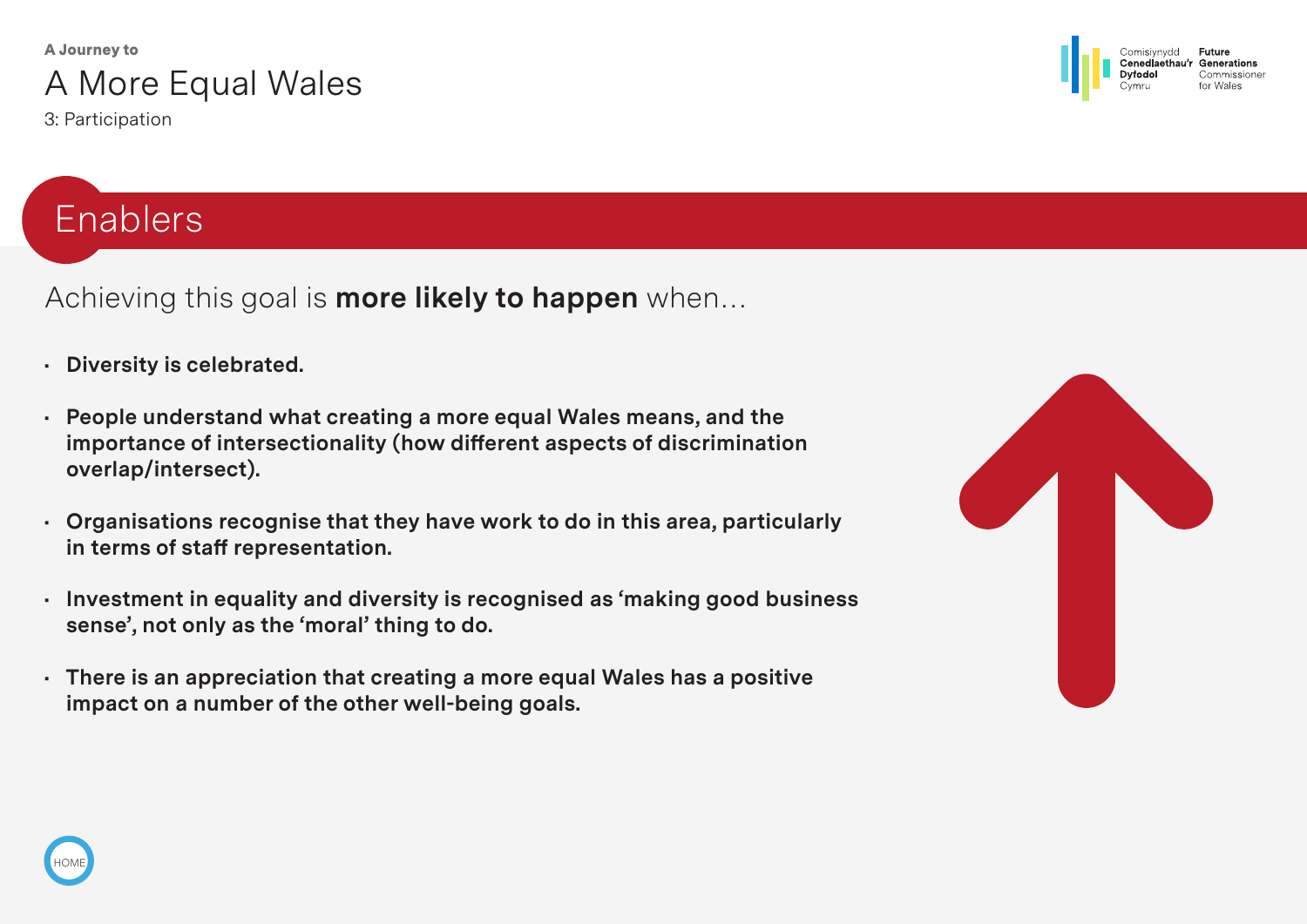## Enablers

Achieving this goal is **more likely to happen** when...

- **Diversity is celebrated.**
- **People understand what creating a more equal Wales means, and the importance of intersectionality (how different aspects of discrimination overlap/intersect).**
- **Organisations recognise that they have work to do in this area, particularly in terms of staff representation.**
- **Investment in equality and diversity is recognised as 'making good business sense', not only as the 'moral' thing to do.**
- **There is an appreciation that creating a more equal Wales has a positive impact on a number of the other well-being goals.**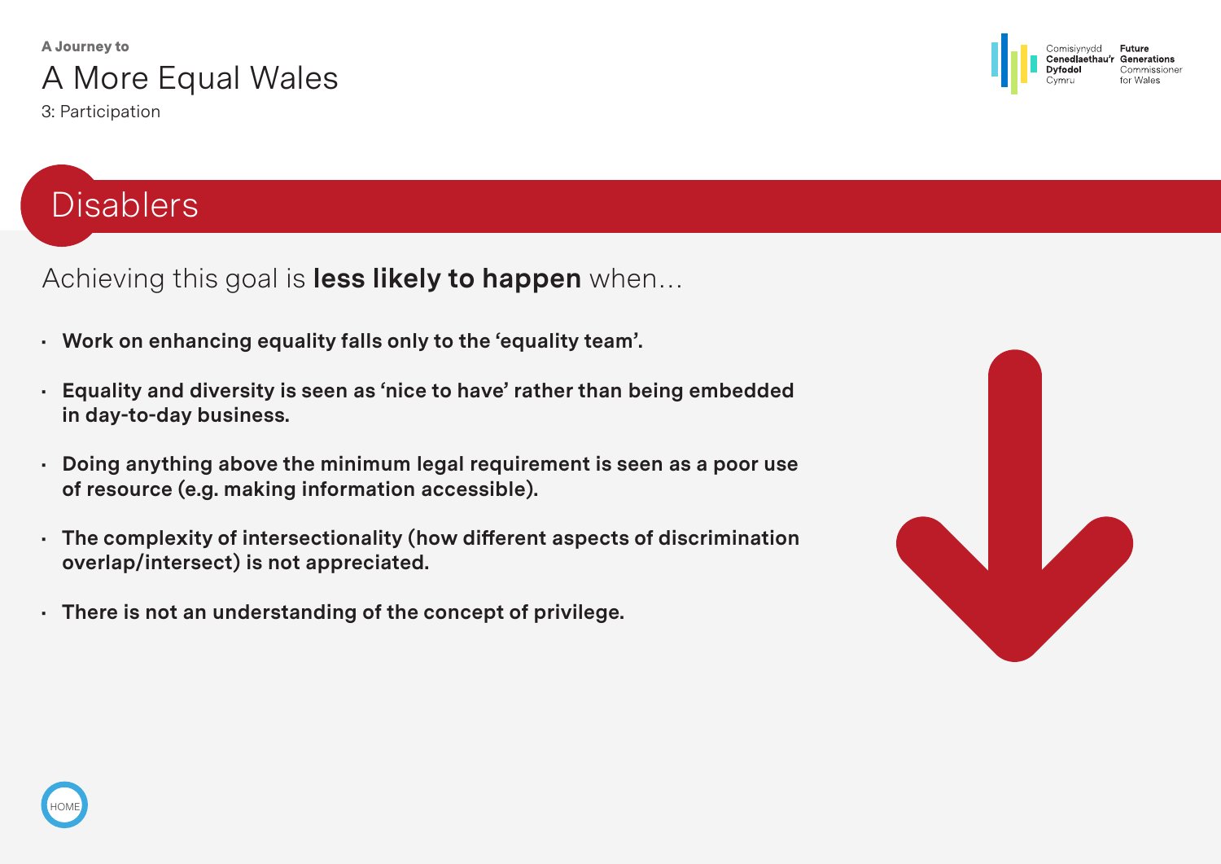**A Journey to**

# A More Equal Wales

3: Participation

## Disablers

Achieving this goal is **less likely to happen** when…

- **Work on enhancing equality falls only to the 'equality team'.**
- **Equality and diversity is seen as 'nice to have' rather than being embedded in day-to-day business.**
- **Doing anything above the minimum legal requirement is seen as a poor use of resource (e.g. making information accessible).**
- **The complexity of intersectionality (how different aspects of discrimination overlap/intersect) is not appreciated.**
- **There is not an understanding of the concept of privilege.**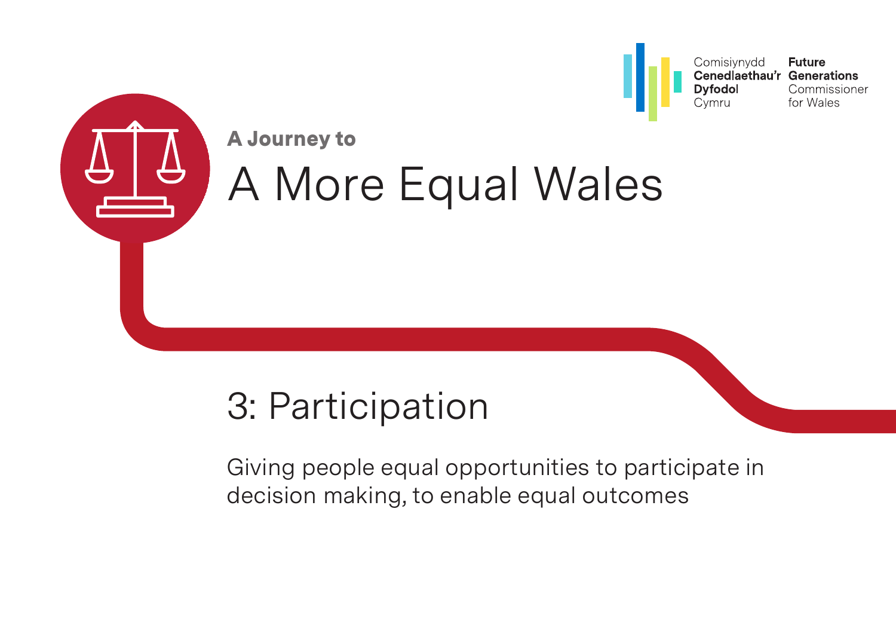Comisiynydd **Cenedlaethau'r Dyfodol** Cymru

**Future Generations** Commissioner for Wales

**A Journey to**

# A More Equal Wales

## 3: Participation

Giving people equal opportunities to participate in decision making, to enable equal outcomes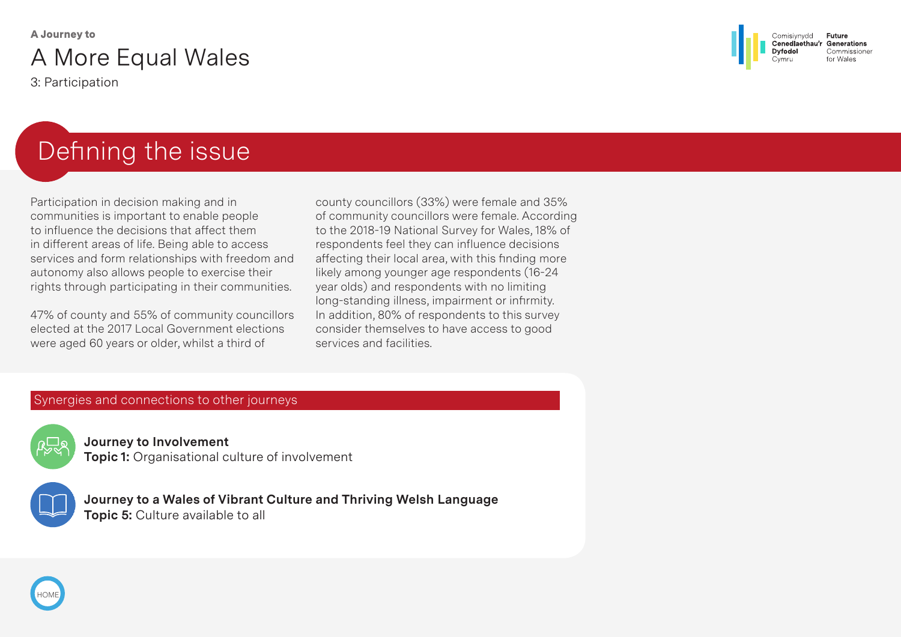A Journey to

# A More Equal Wales

3: Participation

## Defining the issue

Participation in decision making and in communities is important to enable people to influence the decisions that affect them in different areas of life. Being able to access services and form relationships with freedom and autonomy also allows people to exercise their rights through participating in their communities.

47% of county and 55% of community councillors elected at the 2017 Local Government elections were aged 60 years or older, whilst a third of county councillors (33%) were female and 35% of community councillors were female. According to the 2018-19 National Survey for Wales, 18% of respondents feel they can influence decisions affecting their local area, with this finding more likely among younger age respondents (16-24 year olds) and respondents with no limiting long-standing illness, impairment or infirmity. In addition, 80% of respondents to this survey consider themselves to have access to good services and facilities.

### Synergies and connections to other journeys

**Journey to Involvement**
**Topic 1:** Organisational culture of involvement

**Journey to a Wales of Vibrant Culture and Thriving Welsh Language**
**Topic 5:** Culture available to all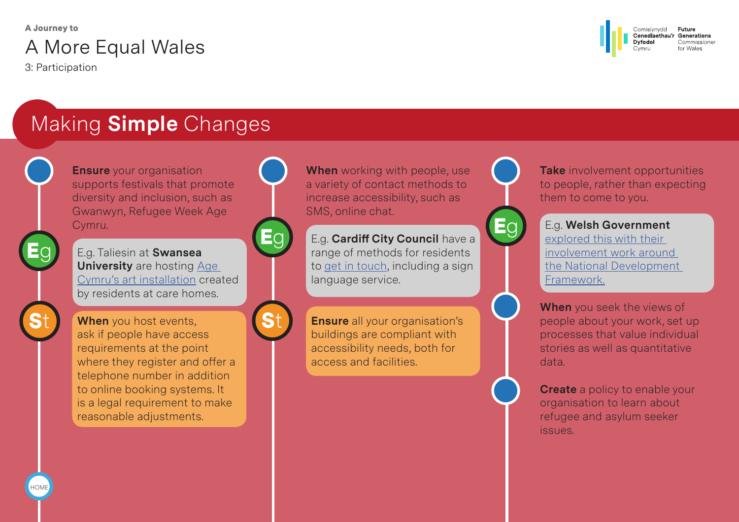A Journey to

# A More Equal Wales

3: Participation

## Making **Simple** Changes

**Ensure** your organisation supports festivals that promote diversity and inclusion, such as Gwanwyn, Refugee Week Age Cymru.

Eg

E.g. Taliesin at **Swansea University** are hosting Age Cymru's art installation created by residents at care homes.

St

**When** you host events, ask if people have access requirements at the point where they register and offer a telephone number in addition to online booking systems. It is a legal requirement to make reasonable adjustments.

**When** working with people, use a variety of contact methods to increase accessibility, such as SMS, online chat.

Eg

E.g. **Cardiff City Council** have a range of methods for residents to get in touch, including a sign language service.

St

**Ensure** all your organisation's buildings are compliant with accessibility needs, both for access and facilities.

**Take** involvement opportunities to people, rather than expecting them to come to you.

Eg

E.g. **Welsh Government** explored this with their involvement work around the National Development Framework.

**When** you seek the views of people about your work, set up processes that value individual stories as well as quantitative data.

**Create** a policy to enable your organisation to learn about refugee and asylum seeker issues.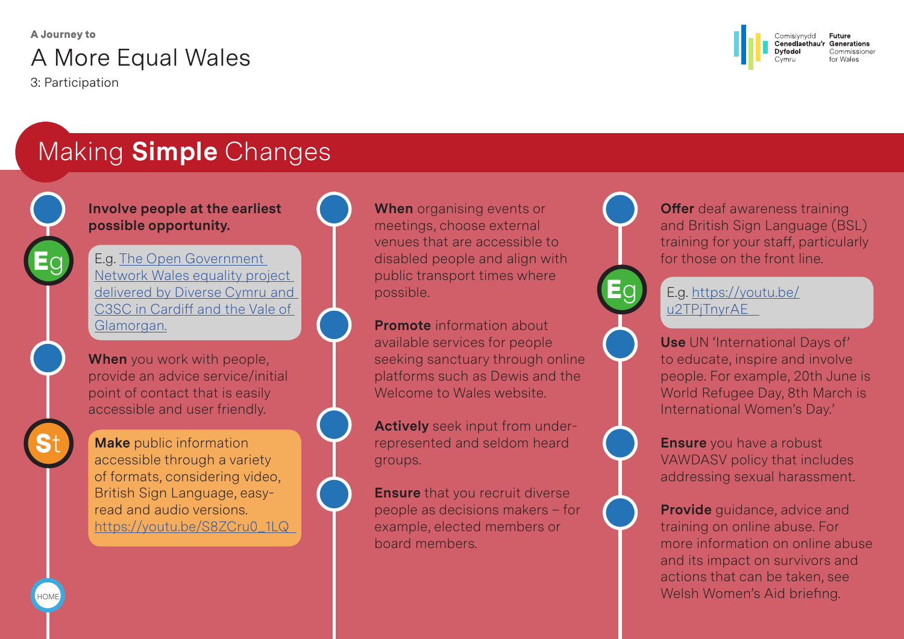A Journey to

# A More Equal Wales

3: Participation

## Making **Simple** Changes

**Involve people at the earliest possible opportunity.**

E.g. The Open Government Network Wales equality project delivered by Diverse Cymru and C3SC in Cardiff and the Vale of Glamorgan.

**When** you work with people, provide an advice service/initial point of contact that is easily accessible and user friendly.

**Make** public information accessible through a variety of formats, considering video, British Sign Language, easy-read and audio versions. https://youtu.be/S8ZCru0_1LQ

**When** organising events or meetings, choose external venues that are accessible to disabled people and align with public transport times where possible.

**Promote** information about available services for people seeking sanctuary through online platforms such as Dewis and the Welcome to Wales website.

**Actively** seek input from under-represented and seldom heard groups.

**Ensure** that you recruit diverse people as decisions makers – for example, elected members or board members.

**Offer** deaf awareness training and British Sign Language (BSL) training for your staff, particularly for those on the front line.

E.g. https://youtu.be/u2TPjTnyrAE

**Use** UN 'International Days of' to educate, inspire and involve people. For example, 20th June is World Refugee Day, 8th March is International Women's Day.'

**Ensure** you have a robust VAWDASV policy that includes addressing sexual harassment.

**Provide** guidance, advice and training on online abuse. For more information on online abuse and its impact on survivors and actions that can be taken, see Welsh Women's Aid briefing.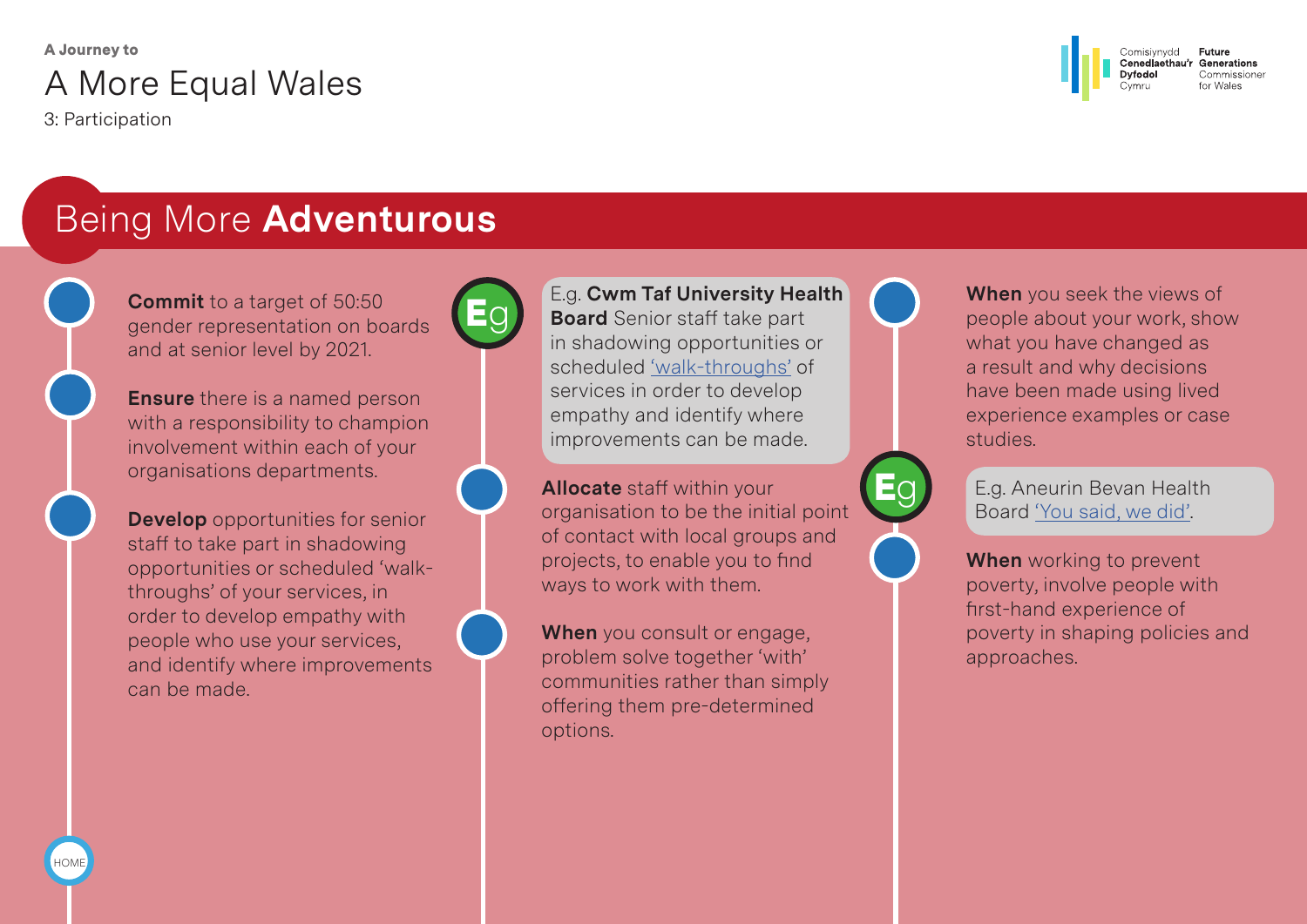A Journey to

# A More Equal Wales

3: Participation

## Being More **Adventurous**

**Commit** to a target of 50:50 gender representation on boards and at senior level by 2021.

**Ensure** there is a named person with a responsibility to champion involvement within each of your organisations departments.

**Develop** opportunities for senior staff to take part in shadowing opportunities or scheduled 'walk-throughs' of your services, in order to develop empathy with people who use your services, and identify where improvements can be made.

> E.g. **Cwm Taf University Health Board** Senior staff take part in shadowing opportunities or scheduled 'walk-throughs' of services in order to develop empathy and identify where improvements can be made.

**Allocate** staff within your organisation to be the initial point of contact with local groups and projects, to enable you to find ways to work with them.

**When** you consult or engage, problem solve together 'with' communities rather than simply offering them pre-determined options.

**When** you seek the views of people about your work, show what you have changed as a result and why decisions have been made using lived experience examples or case studies.

> E.g. Aneurin Bevan Health Board 'You said, we did'.

**When** working to prevent poverty, involve people with first-hand experience of poverty in shaping policies and approaches.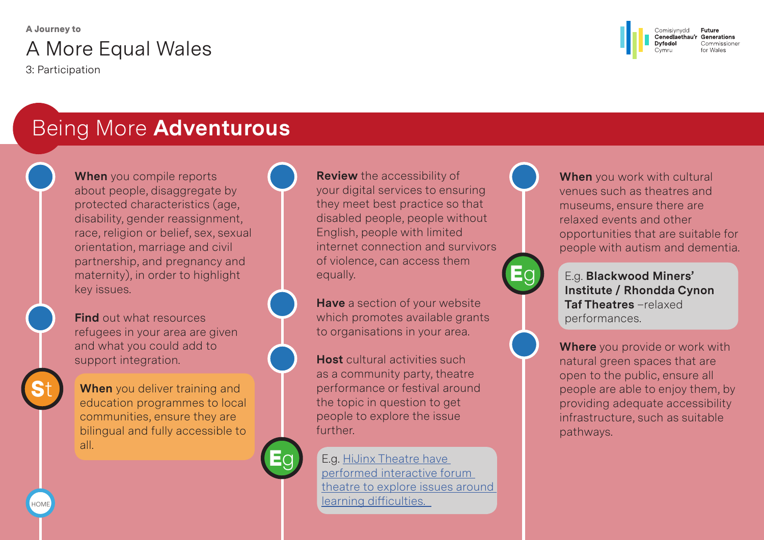A Journey to

# A More Equal Wales

3: Participation

## Being More **Adventurous**

**When** you compile reports about people, disaggregate by protected characteristics (age, disability, gender reassignment, race, religion or belief, sex, sexual orientation, marriage and civil partnership, and pregnancy and maternity), in order to highlight key issues.

**Find** out what resources refugees in your area are given and what you could add to support integration.

St

**When** you deliver training and education programmes to local communities, ensure they are bilingual and fully accessible to all.

**Review** the accessibility of your digital services to ensuring they meet best practice so that disabled people, people without English, people with limited internet connection and survivors of violence, can access them equally.

**Have** a section of your website which promotes available grants to organisations in your area.

**Host** cultural activities such as a community party, theatre performance or festival around the topic in question to get people to explore the issue further.

Eg

E.g. HiJinx Theatre have performed interactive forum theatre to explore issues around learning difficulties.

**When** you work with cultural venues such as theatres and museums, ensure there are relaxed events and other opportunities that are suitable for people with autism and dementia.

Eg

E.g. **Blackwood Miners' Institute / Rhondda Cynon Taf Theatres** –relaxed performances.

**Where** you provide or work with natural green spaces that are open to the public, ensure all people are able to enjoy them, by providing adequate accessibility infrastructure, such as suitable pathways.

HOME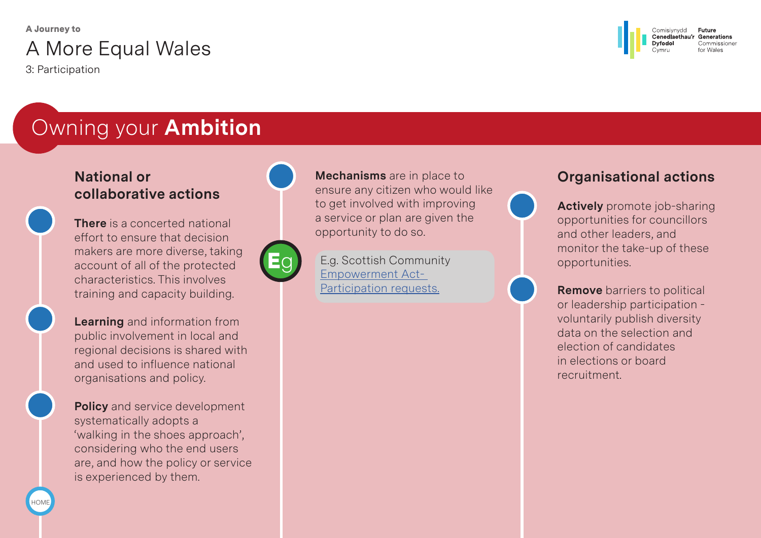# Owning your **Ambition**

## National or collaborative actions

**There** is a concerted national effort to ensure that decision makers are more diverse, taking account of all of the protected characteristics. This involves training and capacity building.

**Learning** and information from public involvement in local and regional decisions is shared with and used to influence national organisations and policy.

**Policy** and service development systematically adopts a 'walking in the shoes approach', considering who the end users are, and how the policy or service is experienced by them.

**Mechanisms** are in place to ensure any citizen who would like to get involved with improving a service or plan are given the opportunity to do so.

E.g. Scottish Community Empowerment Act- Participation requests.

## Organisational actions

**Actively** promote job-sharing opportunities for councillors and other leaders, and monitor the take-up of these opportunities.

**Remove** barriers to political or leadership participation - voluntarily publish diversity data on the selection and election of candidates in elections or board recruitment.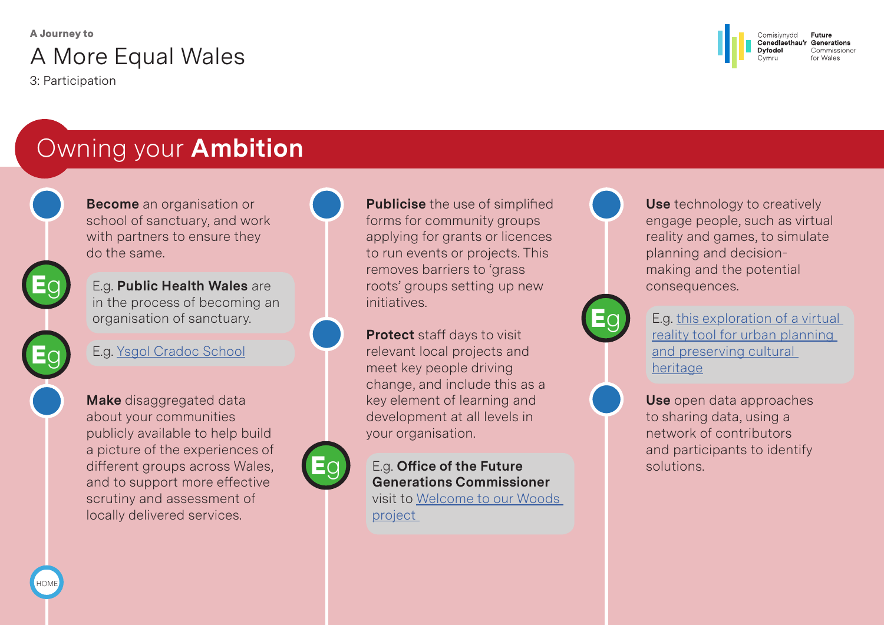A Journey to

# A More Equal Wales

3: Participation

## Owning your **Ambition**

**Become** an organisation or school of sanctuary, and work with partners to ensure they do the same.

E.g. **Public Health Wales** are in the process of becoming an organisation of sanctuary.

E.g. Ysgol Cradoc School

**Make** disaggregated data about your communities publicly available to help build a picture of the experiences of different groups across Wales, and to support more effective scrutiny and assessment of locally delivered services.

**Publicise** the use of simplified forms for community groups applying for grants or licences to run events or projects. This removes barriers to 'grass roots' groups setting up new initiatives.

**Protect** staff days to visit relevant local projects and meet key people driving change, and include this as a key element of learning and development at all levels in your organisation.

E.g. **Office of the Future Generations Commissioner** visit to Welcome to our Woods project

**Use** technology to creatively engage people, such as virtual reality and games, to simulate planning and decision-making and the potential consequences.

E.g. this exploration of a virtual reality tool for urban planning and preserving cultural heritage

**Use** open data approaches to sharing data, using a network of contributors and participants to identify solutions.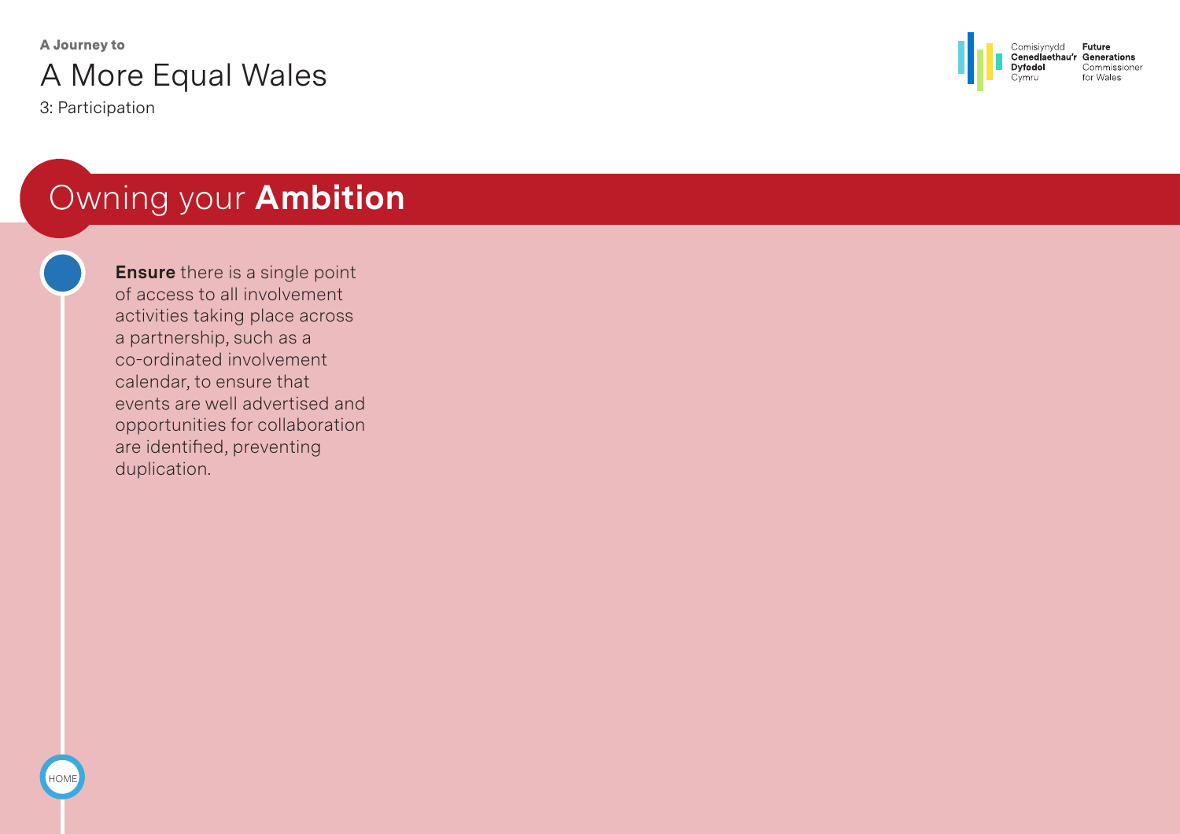A Journey to

# A More Equal Wales

3: Participation

## Owning your **Ambition**

**Ensure** there is a single point of access to all involvement activities taking place across a partnership, such as a co-ordinated involvement calendar, to ensure that events are well advertised and opportunities for collaboration are identified, preventing duplication.